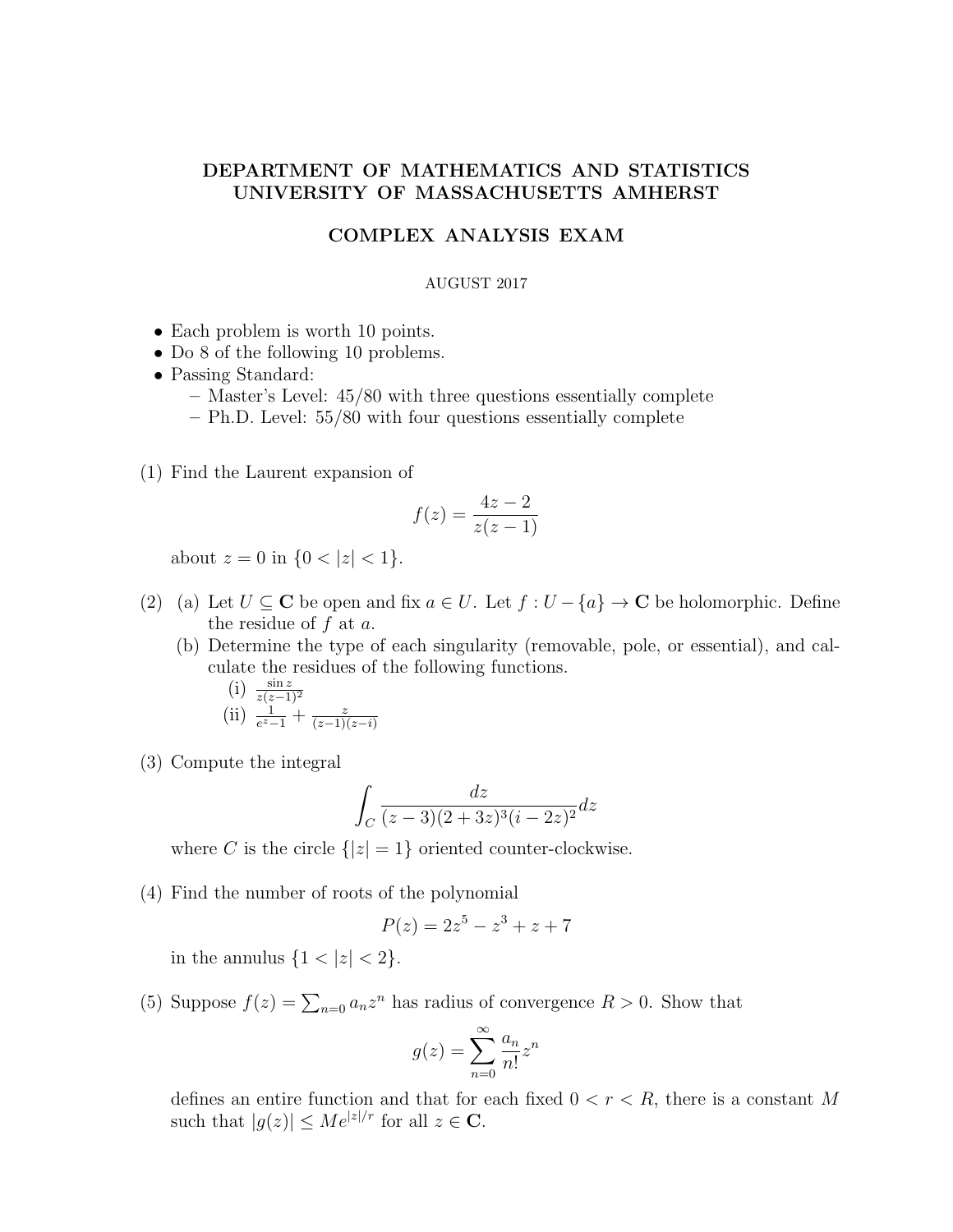# DEPARTMENT OF MATHEMATICS AND STATISTICS
# UNIVERSITY OF MASSACHUSETTS AMHERST

## COMPLEX ANALYSIS EXAM

AUGUST 2017

- Each problem is worth 10 points.
- Do 8 of the following 10 problems.
- Passing Standard:
  - Master's Level: 45/80 with three questions essentially complete
  - Ph.D. Level: 55/80 with four questions essentially complete

(1) Find the Laurent expansion of

$$f(z) = \frac{4z-2}{z(z-1)}$$

about $z = 0$ in $\{0 < |z| < 1\}$.

(2) (a) Let $U \subseteq \mathbf{C}$ be open and fix $a \in U$. Let $f : U - \{a\} \to \mathbf{C}$ be holomorphic. Define the residue of $f$ at $a$.

(b) Determine the type of each singularity (removable, pole, or essential), and calculate the residues of the following functions.

(i) $\frac{\sin z}{z(z-1)^2}$

(ii) $\frac{1}{e^z-1} + \frac{z}{(z-1)(z-i)}$

(3) Compute the integral

$$\int_C \frac{dz}{(z-3)(2+3z)^3(i-2z)^2} dz$$

where $C$ is the circle $\{|z| = 1\}$ oriented counter-clockwise.

(4) Find the number of roots of the polynomial

$$P(z) = 2z^5 - z^3 + z + 7$$

in the annulus $\{1 < |z| < 2\}$.

(5) Suppose $f(z) = \sum_{n=0} a_n z^n$ has radius of convergence $R > 0$. Show that

$$g(z) = \sum_{n=0}^{\infty} \frac{a_n}{n!} z^n$$

defines an entire function and that for each fixed $0 < r < R$, there is a constant $M$ such that $|g(z)| \leq M e^{|z|/r}$ for all $z \in \mathbf{C}$.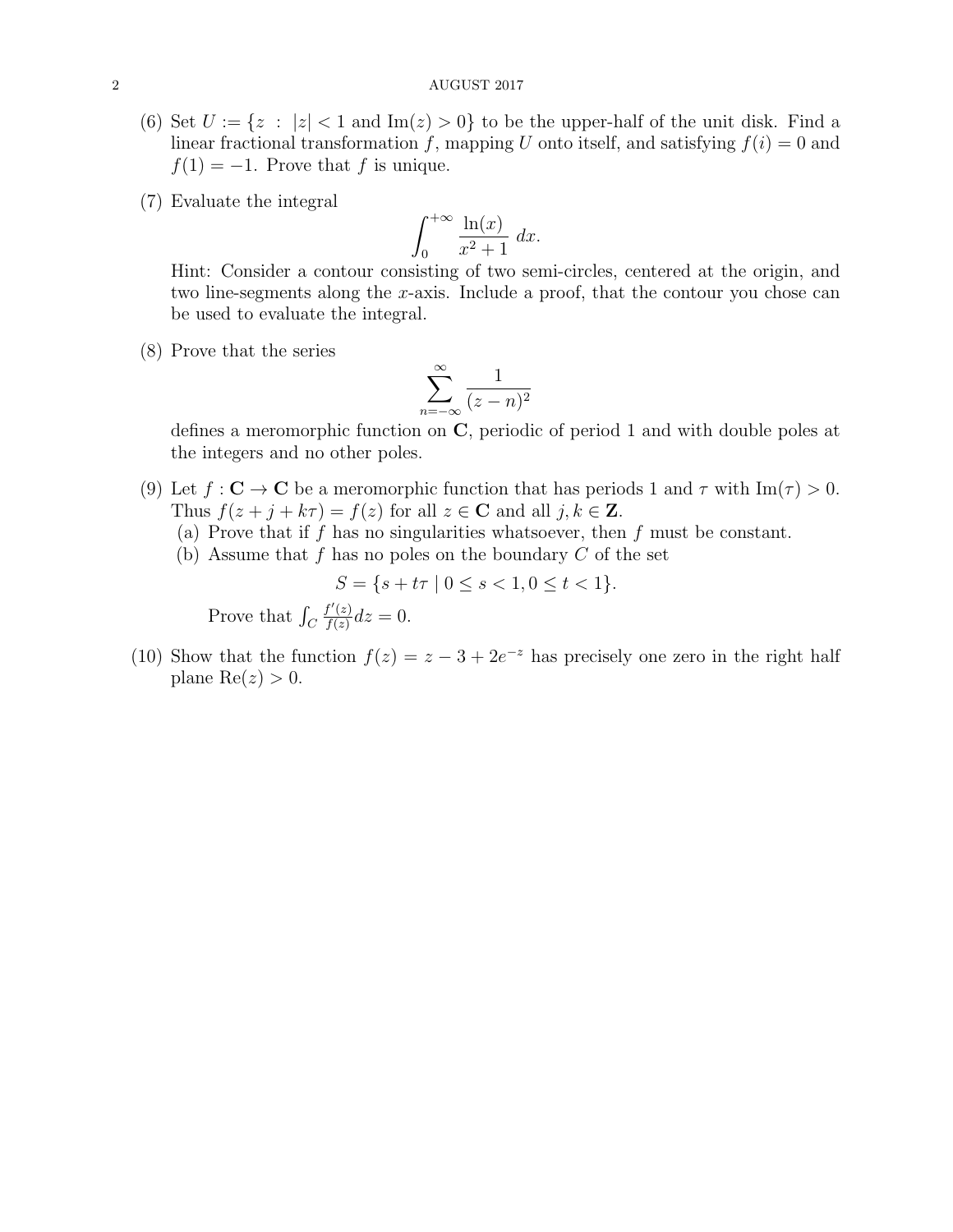(6) Set $U := \{z \ : \ |z| < 1 \text{ and } \mathrm{Im}(z) > 0\}$ to be the upper-half of the unit disk. Find a linear fractional transformation $f$, mapping $U$ onto itself, and satisfying $f(i) = 0$ and $f(1) = -1$. Prove that $f$ is unique.

(7) Evaluate the integral

$$\int_0^{+\infty} \frac{\ln(x)}{x^2+1} \, dx.$$

Hint: Consider a contour consisting of two semi-circles, centered at the origin, and two line-segments along the $x$-axis. Include a proof, that the contour you chose can be used to evaluate the integral.

(8) Prove that the series

$$\sum_{n=-\infty}^{\infty} \frac{1}{(z-n)^2}$$

defines a meromorphic function on $\mathbf{C}$, periodic of period 1 and with double poles at the integers and no other poles.

(9) Let $f : \mathbf{C} \to \mathbf{C}$ be a meromorphic function that has periods 1 and $\tau$ with $\mathrm{Im}(\tau) > 0$. Thus $f(z + j + k\tau) = f(z)$ for all $z \in \mathbf{C}$ and all $j, k \in \mathbf{Z}$.

(a) Prove that if $f$ has no singularities whatsoever, then $f$ must be constant.

(b) Assume that $f$ has no poles on the boundary $C$ of the set

$$S = \{s + t\tau \mid 0 \le s < 1, 0 \le t < 1\}.$$

Prove that $\int_C \frac{f'(z)}{f(z)} dz = 0$.

(10) Show that the function $f(z) = z - 3 + 2e^{-z}$ has precisely one zero in the right half plane $\mathrm{Re}(z) > 0$.